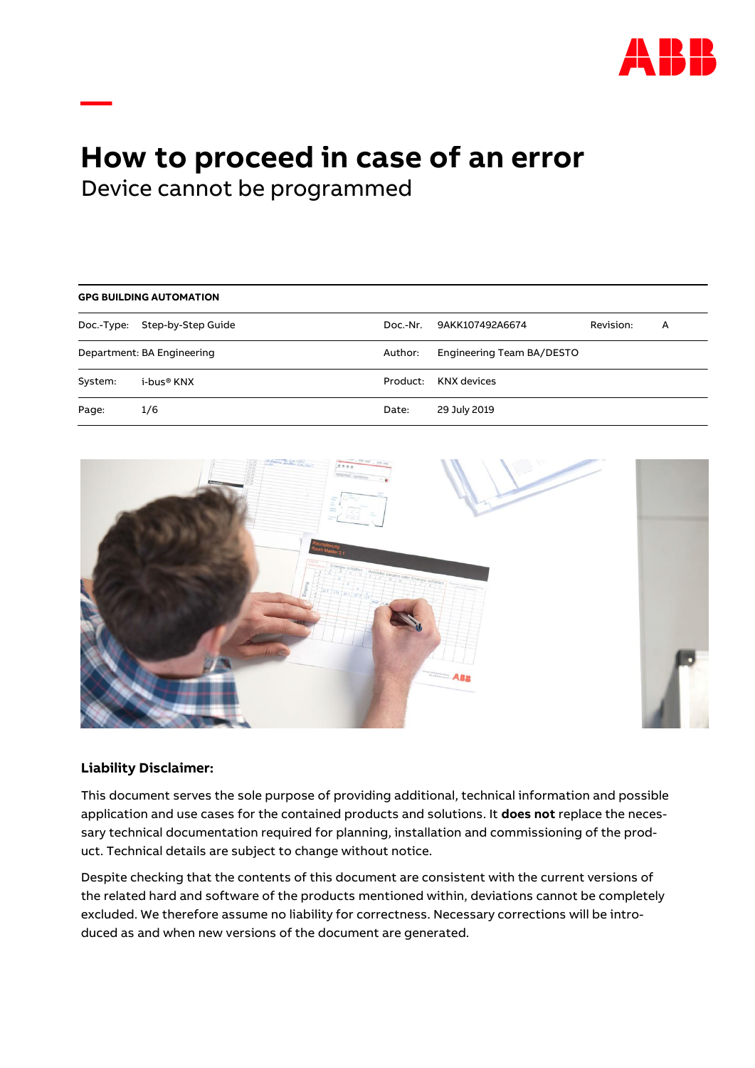# How to proceed in case of an error

## Device cannot be programmed

| GPG BUILDING AUTOMATION | | | | | |
|---|---|---|---|---|---|
| Doc.-Type: | Step-by-Step Guide | Doc.-Nr. | 9AKK107492A6674 | Revision: | A |
| Department: BA Engineering | | Author: | Engineering Team BA/DESTO | | |
| System: | i-bus® KNX | Product: | KNX devices | | |
| Page: | 1/6 | Date: | 29 July 2019 | | |

**Liability Disclaimer:**

This document serves the sole purpose of providing additional, technical information and possible application and use cases for the contained products and solutions. It **does not** replace the necessary technical documentation required for planning, installation and commissioning of the product. Technical details are subject to change without notice.

Despite checking that the contents of this document are consistent with the current versions of the related hard and software of the products mentioned within, deviations cannot be completely excluded. We therefore assume no liability for correctness. Necessary corrections will be introduced as and when new versions of the document are generated.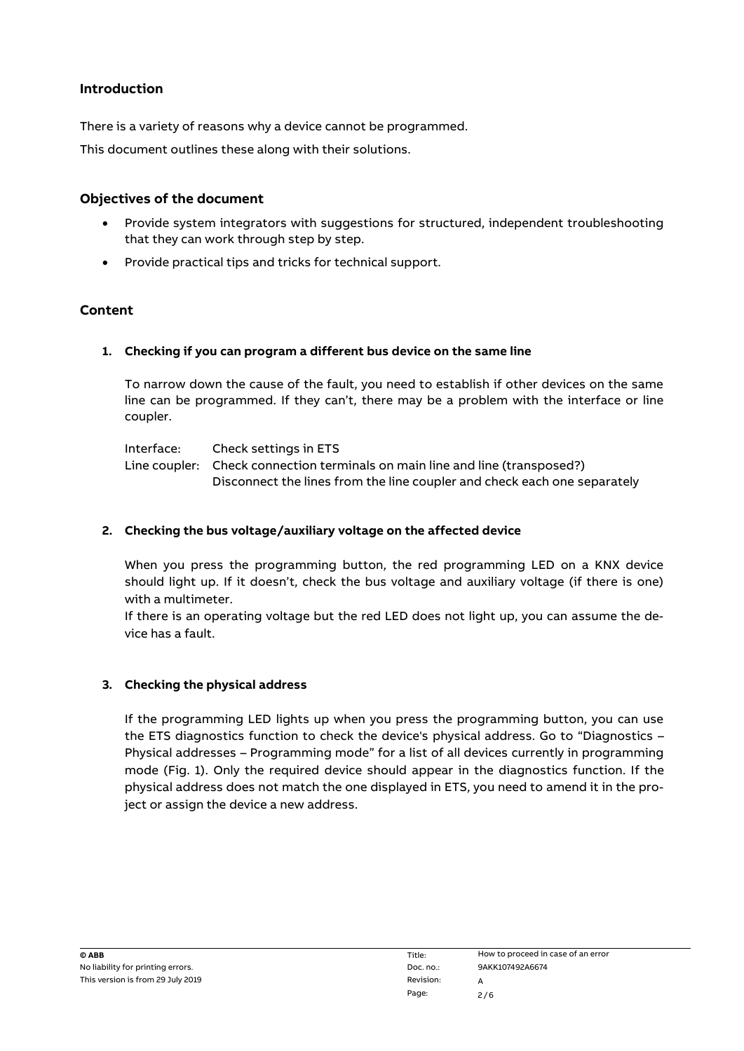## Introduction

There is a variety of reasons why a device cannot be programmed.

This document outlines these along with their solutions.

## Objectives of the document

- Provide system integrators with suggestions for structured, independent troubleshooting that they can work through step by step.
- Provide practical tips and tricks for technical support.

## Content

### 1. Checking if you can program a different bus device on the same line

To narrow down the cause of the fault, you need to establish if other devices on the same line can be programmed. If they can't, there may be a problem with the interface or line coupler.

Interface: Check settings in ETS
Line coupler: Check connection terminals on main line and line (transposed?)
Disconnect the lines from the line coupler and check each one separately

### 2. Checking the bus voltage/auxiliary voltage on the affected device

When you press the programming button, the red programming LED on a KNX device should light up. If it doesn't, check the bus voltage and auxiliary voltage (if there is one) with a multimeter.
If there is an operating voltage but the red LED does not light up, you can assume the device has a fault.

### 3. Checking the physical address

If the programming LED lights up when you press the programming button, you can use the ETS diagnostics function to check the device's physical address. Go to "Diagnostics – Physical addresses – Programming mode" for a list of all devices currently in programming mode (Fig. 1). Only the required device should appear in the diagnostics function. If the physical address does not match the one displayed in ETS, you need to amend it in the project or assign the device a new address.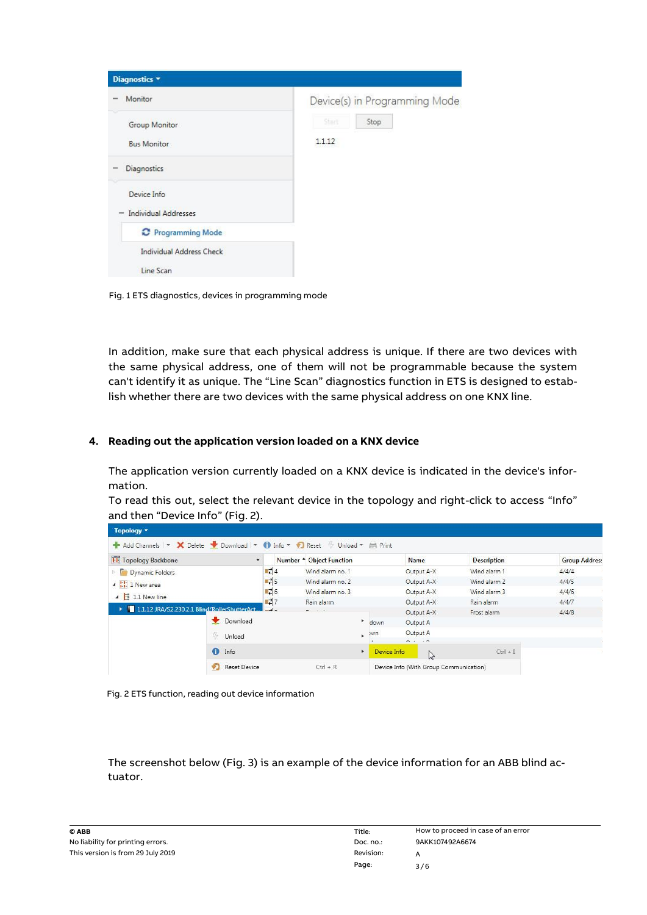Fig. 1 ETS diagnostics, devices in programming mode

In addition, make sure that each physical address is unique. If there are two devices with the same physical address, one of them will not be programmable because the system can't identify it as unique. The "Line Scan" diagnostics function in ETS is designed to establish whether there are two devices with the same physical address on one KNX line.

## 4. Reading out the application version loaded on a KNX device

The application version currently loaded on a KNX device is indicated in the device's information.

To read this out, select the relevant device in the topology and right-click to access "Info" and then "Device Info" (Fig. 2).

Fig. 2 ETS function, reading out device information

The screenshot below (Fig. 3) is an example of the device information for an ABB blind actuator.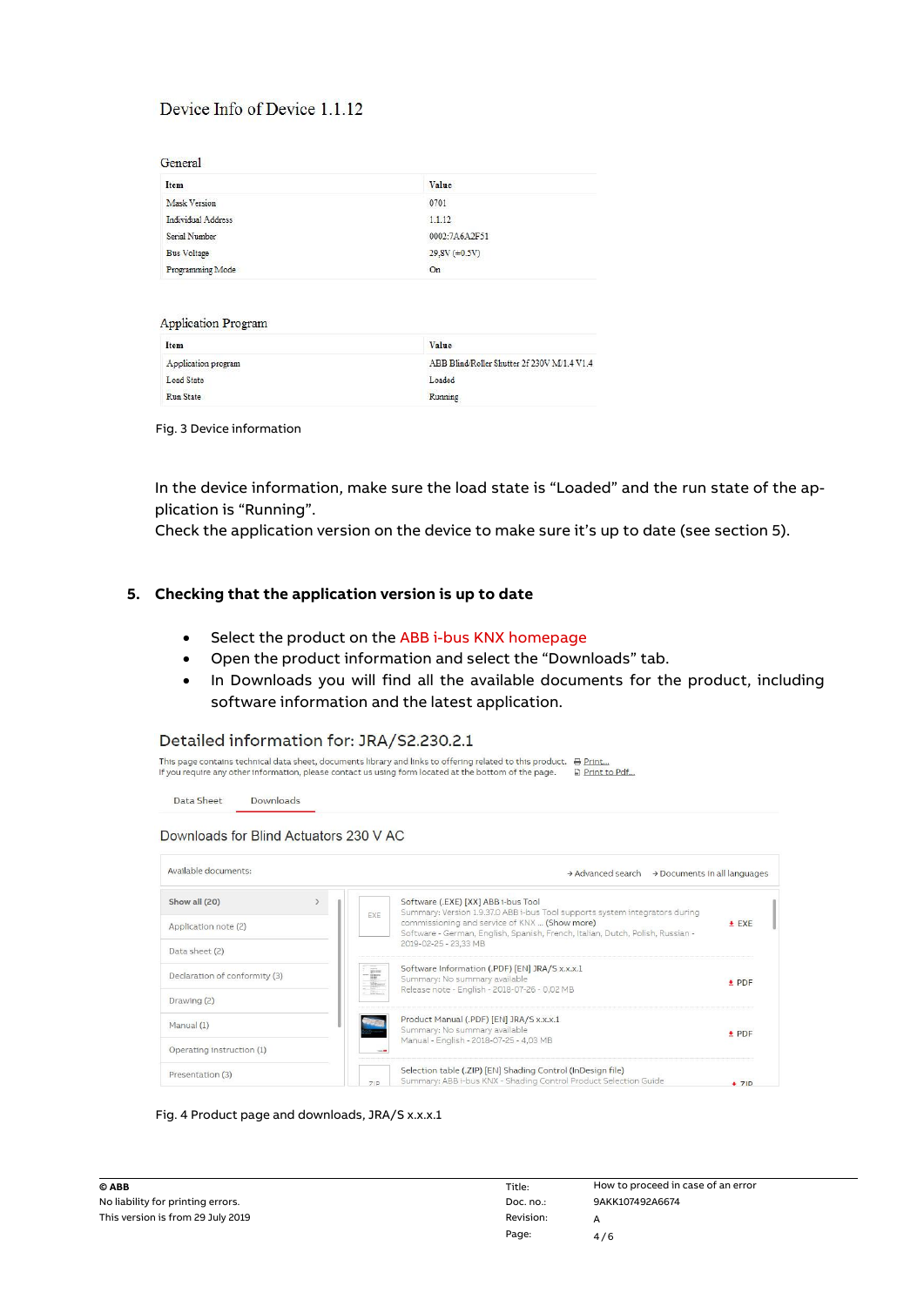## Device Info of Device 1.1.12

### General

| Item | Value |
|---|---|
| Mask Version | 0701 |
| Individual Address | 1.1.12 |
| Serial Number | 0002:7A6A2F51 |
| Bus Voltage | 29,8V (±0.5V) |
| Programming Mode | On |

### Application Program

| Item | Value |
|---|---|
| Application program | ABB Blind/Roller Shutter 2f 230V M/1.4 V1.4 |
| Load State | Loaded |
| Run State | Running |

Fig. 3 Device information

In the device information, make sure the load state is "Loaded" and the run state of the application is "Running".
Check the application version on the device to make sure it's up to date (see section 5).

## 5. Checking that the application version is up to date

- Select the product on the ABB i-bus KNX homepage
- Open the product information and select the "Downloads" tab.
- In Downloads you will find all the available documents for the product, including software information and the latest application.

### Detailed information for: JRA/S2.230.2.1

This page contains technical data sheet, documents library and links to offering related to this product. Print...
If you require any other information, please contact us using form located at the bottom of the page. Print to Pdf...

Data Sheet | Downloads

Downloads for Blind Actuators 230 V AC

Available documents: → Advanced search → Documents in all languages

- Show all (20)
- Application note (2)
- Data sheet (2)
- Declaration of conformity (3)
- Drawing (2)
- Manual (1)
- Operating instruction (1)
- Presentation (3)

Software (.EXE) [XX] ABB i-bus Tool
Summary: Version 1.9.37.0 ABB i-bus Tool supports system integrators during commissioning and service of KNX ... (Show more)
Software - German, English, Spanish, French, Italian, Dutch, Polish, Russian - 2019-02-25 - 23,33 MB — EXE

Software Information (.PDF) [EN] JRA/S x.x.x.1
Summary: No summary available
Release note - English - 2018-07-26 - 0,02 MB — PDF

Product Manual (.PDF) [EN] JRA/S x.x.x.1
Summary: No summary available
Manual - English - 2018-07-25 - 4,03 MB — PDF

Selection table (.ZIP) [EN] Shading Control (InDesign file)
Summary: ABB i-bus KNX - Shading Control Product Selection Guide — ZIP

Fig. 4 Product page and downloads, JRA/S x.x.x.1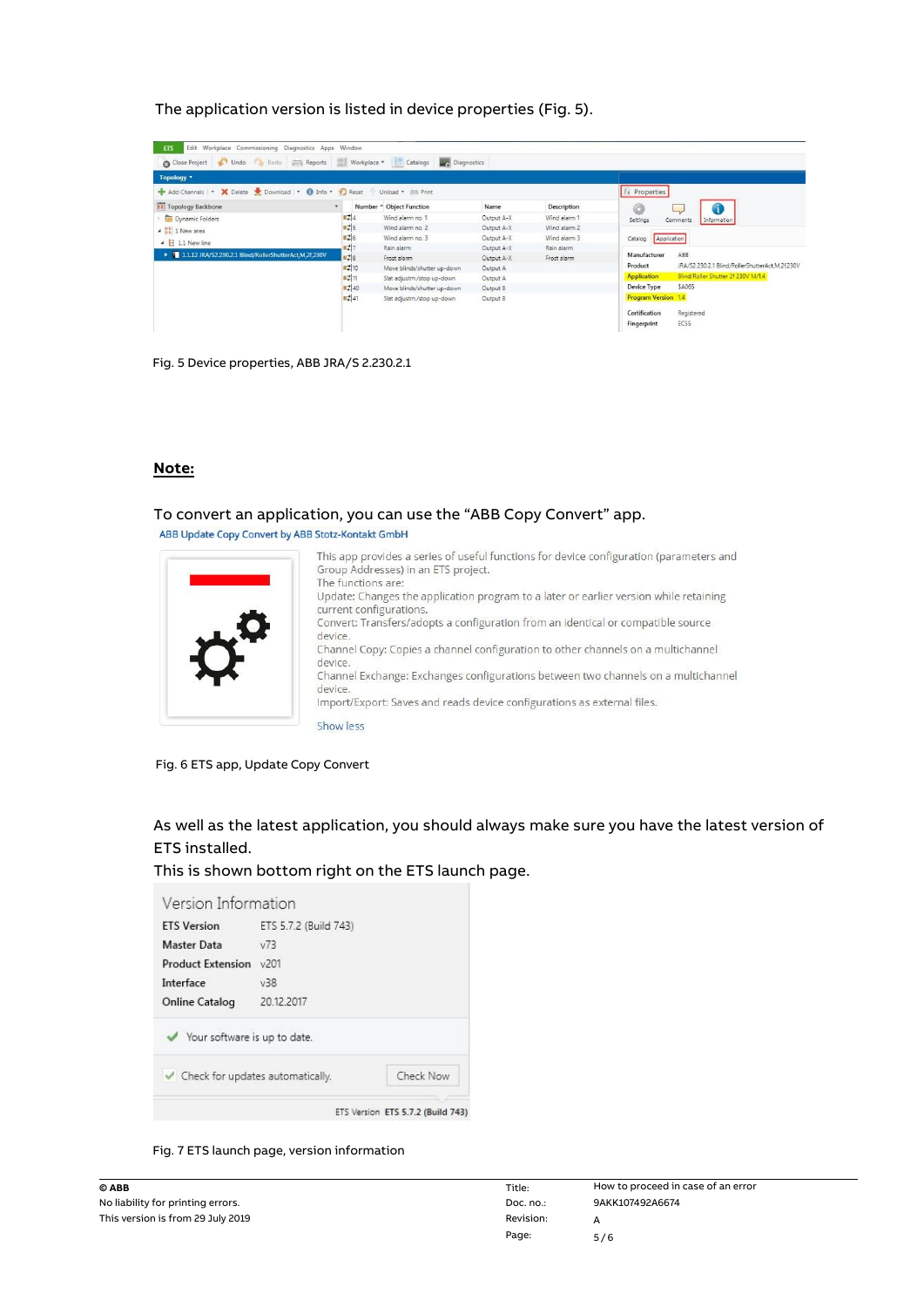The application version is listed in device properties (Fig. 5).

Fig. 5 Device properties, ABB JRA/S 2.230.2.1

**Note:**

To convert an application, you can use the "ABB Copy Convert" app.

ABB Update Copy Convert by ABB Stotz-Kontakt GmbH

This app provides a series of useful functions for device configuration (parameters and Group Addresses) in an ETS project.
The functions are:
Update: Changes the application program to a later or earlier version while retaining current configurations.
Convert: Transfers/adopts a configuration from an identical or compatible source device.
Channel Copy: Copies a channel configuration to other channels on a multichannel device.
Channel Exchange: Exchanges configurations between two channels on a multichannel device.
Import/Export: Saves and reads device configurations as external files.

Show less

Fig. 6 ETS app, Update Copy Convert

As well as the latest application, you should always make sure you have the latest version of ETS installed.
This is shown bottom right on the ETS launch page.

Version Information

| | |
|---|---|
| ETS Version | ETS 5.7.2 (Build 743) |
| Master Data | v73 |
| Product Extension | v201 |
| Interface | v38 |
| Online Catalog | 20.12.2017 |

Your software is up to date.

Check for updates automatically. Check Now

ETS Version ETS 5.7.2 (Build 743)

Fig. 7 ETS launch page, version information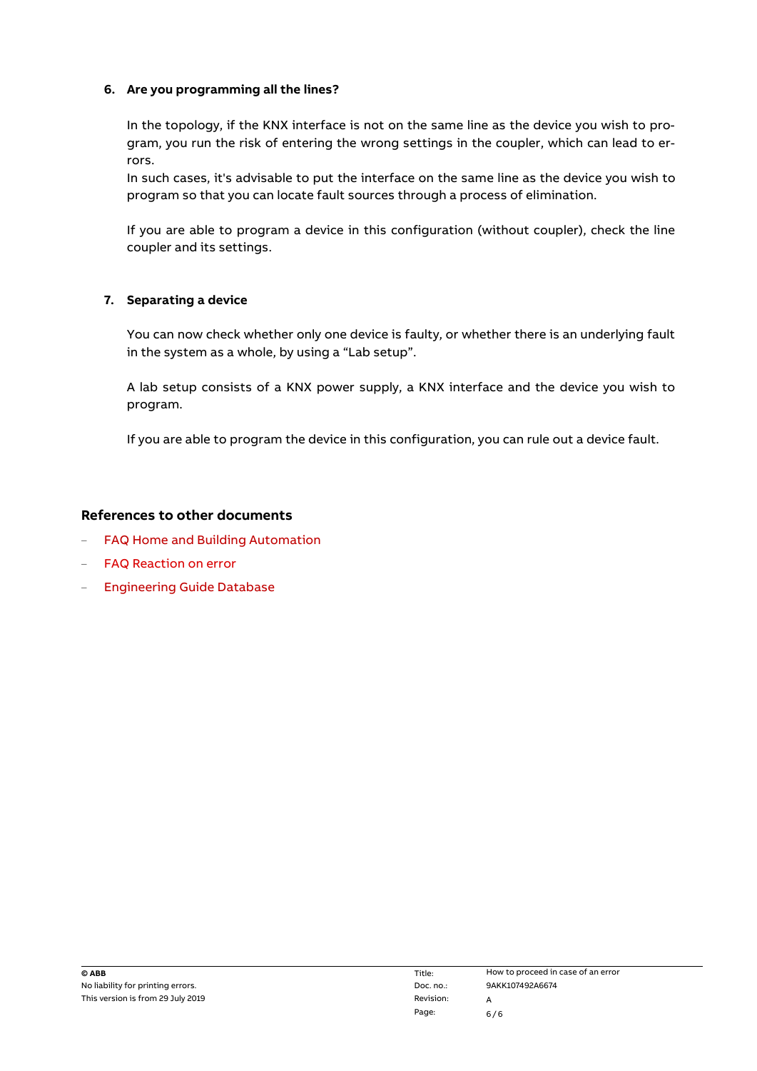**6. Are you programming all the lines?**

In the topology, if the KNX interface is not on the same line as the device you wish to program, you run the risk of entering the wrong settings in the coupler, which can lead to errors.
In such cases, it's advisable to put the interface on the same line as the device you wish to program so that you can locate fault sources through a process of elimination.

If you are able to program a device in this configuration (without coupler), check the line coupler and its settings.

**7. Separating a device**

You can now check whether only one device is faulty, or whether there is an underlying fault in the system as a whole, by using a “Lab setup”.

A lab setup consists of a KNX power supply, a KNX interface and the device you wish to program.

If you are able to program the device in this configuration, you can rule out a device fault.

## References to other documents

- FAQ Home and Building Automation
- FAQ Reaction on error
- Engineering Guide Database

**© ABB**
No liability for printing errors.
This version is from 29 July 2019

Title: How to proceed in case of an error
Doc. no.: 9AKK107492A6674
Revision: A